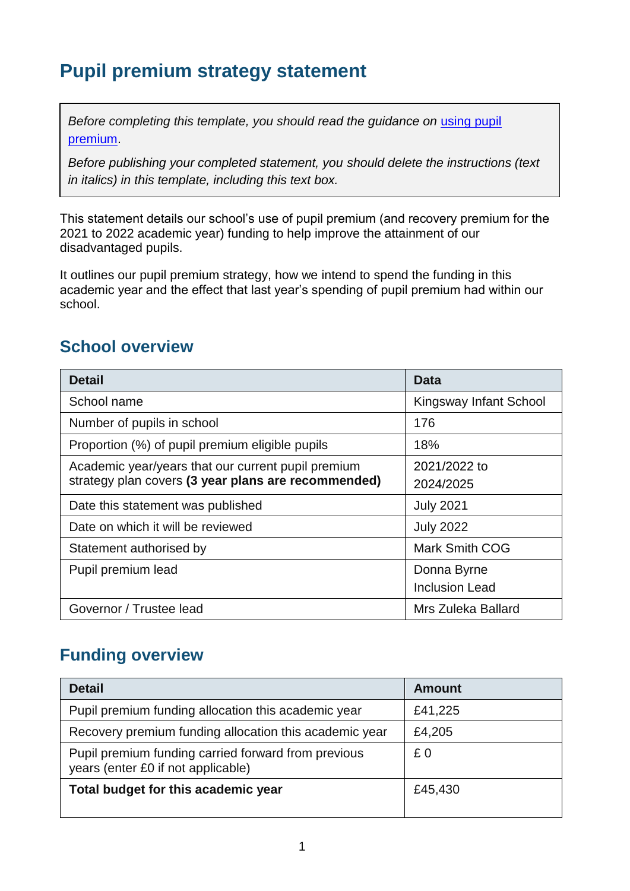# Pupil premium strategy statement

*Before completing this template, you should read the guidance on [using pupil premium](using pupil premium).*

*Before publishing your completed statement, you should delete the instructions (text in italics) in this template, including this text box.*

This statement details our school's use of pupil premium (and recovery premium for the 2021 to 2022 academic year) funding to help improve the attainment of our disadvantaged pupils.

It outlines our pupil premium strategy, how we intend to spend the funding in this academic year and the effect that last year's spending of pupil premium had within our school.

## School overview

| Detail | Data |
|---|---|
| School name | Kingsway Infant School |
| Number of pupils in school | 176 |
| Proportion (%) of pupil premium eligible pupils | 18% |
| Academic year/years that our current pupil premium strategy plan covers **(3 year plans are recommended)** | 2021/2022 to 2024/2025 |
| Date this statement was published | July 2021 |
| Date on which it will be reviewed | July 2022 |
| Statement authorised by | Mark Smith COG |
| Pupil premium lead | Donna Byrne Inclusion Lead |
| Governor / Trustee lead | Mrs Zuleka Ballard |

## Funding overview

| Detail | Amount |
|---|---|
| Pupil premium funding allocation this academic year | £41,225 |
| Recovery premium funding allocation this academic year | £4,205 |
| Pupil premium funding carried forward from previous years (enter £0 if not applicable) | £ 0 |
| **Total budget for this academic year** | £45,430 |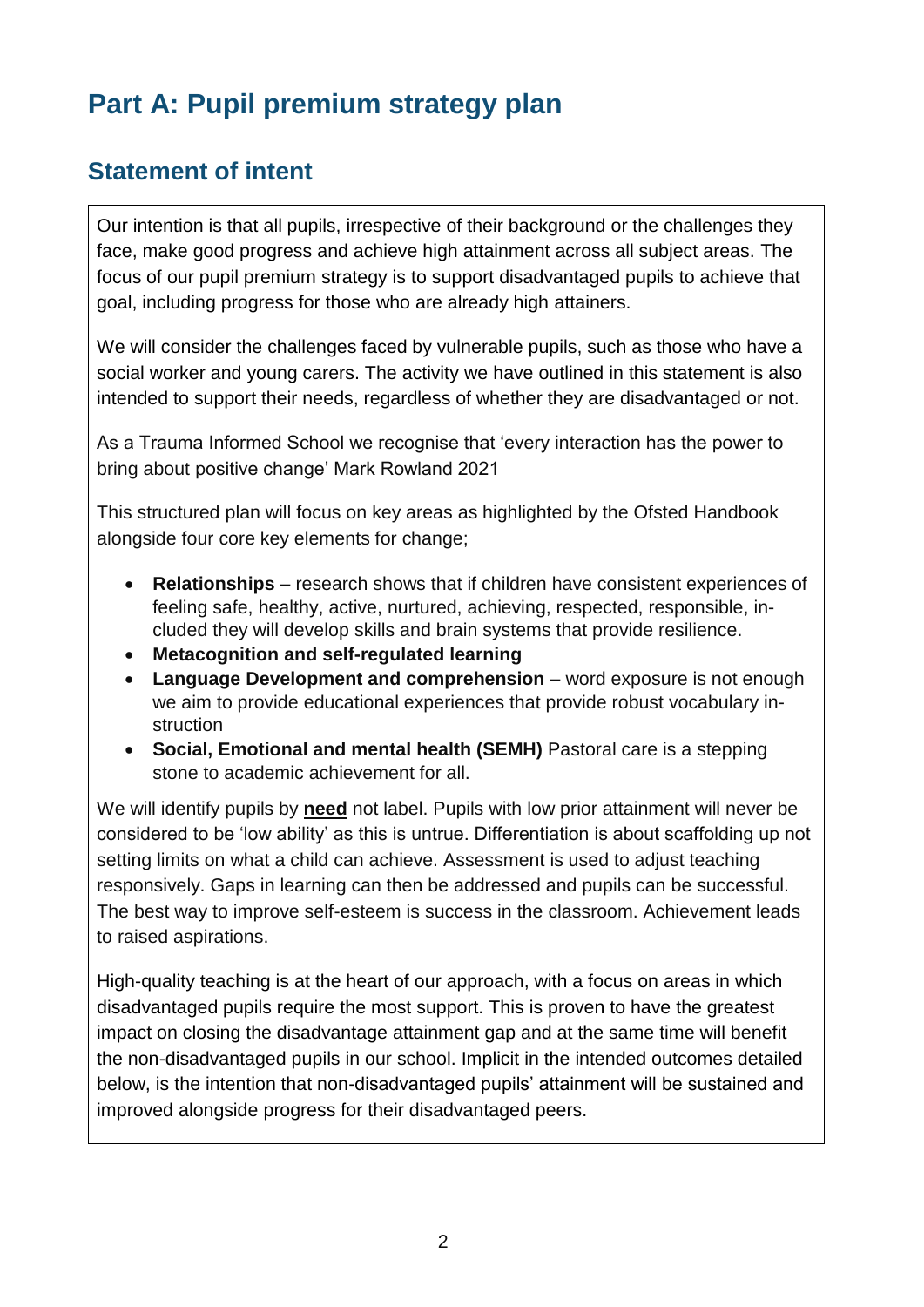# Part A: Pupil premium strategy plan

## Statement of intent

Our intention is that all pupils, irrespective of their background or the challenges they face, make good progress and achieve high attainment across all subject areas. The focus of our pupil premium strategy is to support disadvantaged pupils to achieve that goal, including progress for those who are already high attainers.

We will consider the challenges faced by vulnerable pupils, such as those who have a social worker and young carers. The activity we have outlined in this statement is also intended to support their needs, regardless of whether they are disadvantaged or not.

As a Trauma Informed School we recognise that 'every interaction has the power to bring about positive change' Mark Rowland 2021

This structured plan will focus on key areas as highlighted by the Ofsted Handbook alongside four core key elements for change;

- **Relationships** – research shows that if children have consistent experiences of feeling safe, healthy, active, nurtured, achieving, respected, responsible, included they will develop skills and brain systems that provide resilience.
- **Metacognition and self-regulated learning**
- **Language Development and comprehension** – word exposure is not enough we aim to provide educational experiences that provide robust vocabulary instruction
- **Social, Emotional and mental health (SEMH)** Pastoral care is a stepping stone to academic achievement for all.

We will identify pupils by **need** not label. Pupils with low prior attainment will never be considered to be 'low ability' as this is untrue. Differentiation is about scaffolding up not setting limits on what a child can achieve. Assessment is used to adjust teaching responsively. Gaps in learning can then be addressed and pupils can be successful. The best way to improve self-esteem is success in the classroom. Achievement leads to raised aspirations.

High-quality teaching is at the heart of our approach, with a focus on areas in which disadvantaged pupils require the most support. This is proven to have the greatest impact on closing the disadvantage attainment gap and at the same time will benefit the non-disadvantaged pupils in our school. Implicit in the intended outcomes detailed below, is the intention that non-disadvantaged pupils' attainment will be sustained and improved alongside progress for their disadvantaged peers.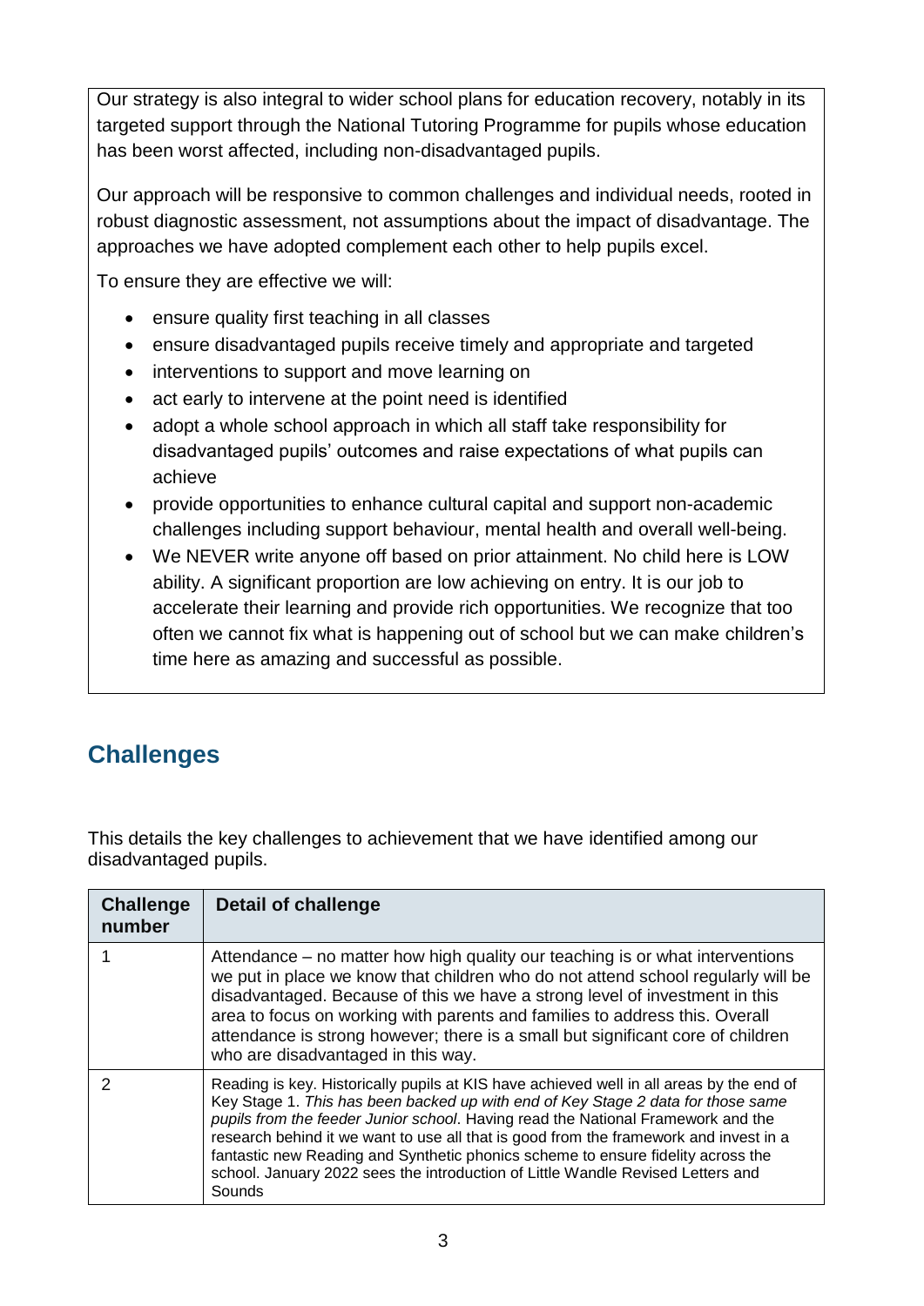Our strategy is also integral to wider school plans for education recovery, notably in its targeted support through the National Tutoring Programme for pupils whose education has been worst affected, including non-disadvantaged pupils.

Our approach will be responsive to common challenges and individual needs, rooted in robust diagnostic assessment, not assumptions about the impact of disadvantage. The approaches we have adopted complement each other to help pupils excel.

To ensure they are effective we will:

- ensure quality first teaching in all classes
- ensure disadvantaged pupils receive timely and appropriate and targeted
- interventions to support and move learning on
- act early to intervene at the point need is identified
- adopt a whole school approach in which all staff take responsibility for disadvantaged pupils' outcomes and raise expectations of what pupils can achieve
- provide opportunities to enhance cultural capital and support non-academic challenges including support behaviour, mental health and overall well-being.
- We NEVER write anyone off based on prior attainment. No child here is LOW ability. A significant proportion are low achieving on entry. It is our job to accelerate their learning and provide rich opportunities. We recognize that too often we cannot fix what is happening out of school but we can make children's time here as amazing and successful as possible.

## Challenges

This details the key challenges to achievement that we have identified among our disadvantaged pupils.

| Challenge number | Detail of challenge |
| --- | --- |
| 1 | Attendance – no matter how high quality our teaching is or what interventions we put in place we know that children who do not attend school regularly will be disadvantaged. Because of this we have a strong level of investment in this area to focus on working with parents and families to address this. Overall attendance is strong however; there is a small but significant core of children who are disadvantaged in this way. |
| 2 | Reading is key. Historically pupils at KIS have achieved well in all areas by the end of Key Stage 1. *This has been backed up with end of Key Stage 2 data for those same pupils from the feeder Junior school*. Having read the National Framework and the research behind it we want to use all that is good from the framework and invest in a fantastic new Reading and Synthetic phonics scheme to ensure fidelity across the school. January 2022 sees the introduction of Little Wandle Revised Letters and Sounds |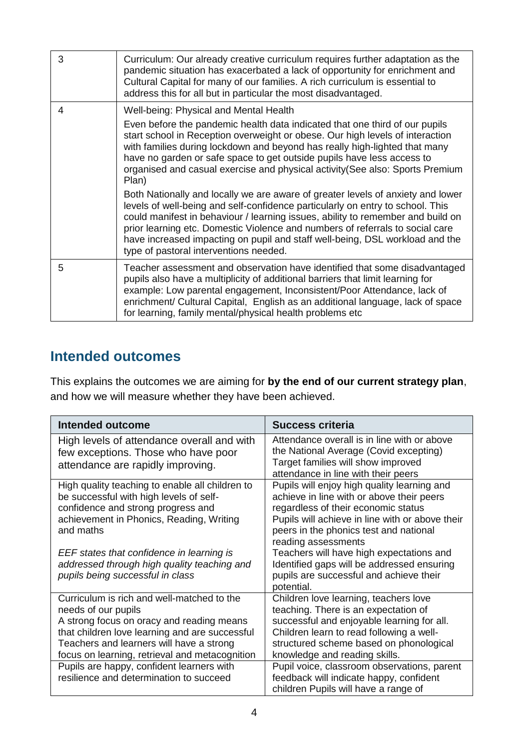| | |
|---|---|
| 3 | Curriculum: Our already creative curriculum requires further adaptation as the pandemic situation has exacerbated a lack of opportunity for enrichment and Cultural Capital for many of our families. A rich curriculum is essential to address this for all but in particular the most disadvantaged. |
| 4 | Well-being: Physical and Mental Health<br><br>Even before the pandemic health data indicated that one third of our pupils start school in Reception overweight or obese. Our high levels of interaction with families during lockdown and beyond has really high-lighted that many have no garden or safe space to get outside pupils have less access to organised and casual exercise and physical activity(See also: Sports Premium Plan)<br><br>Both Nationally and locally we are aware of greater levels of anxiety and lower levels of well-being and self-confidence particularly on entry to school. This could manifest in behaviour / learning issues, ability to remember and build on prior learning etc. Domestic Violence and numbers of referrals to social care have increased impacting on pupil and staff well-being, DSL workload and the type of pastoral interventions needed. |
| 5 | Teacher assessment and observation have identified that some disadvantaged pupils also have a multiplicity of additional barriers that limit learning for example: Low parental engagement, Inconsistent/Poor Attendance, lack of enrichment/ Cultural Capital, English as an additional language, lack of space for learning, family mental/physical health problems etc |

## Intended outcomes

This explains the outcomes we are aiming for **by the end of our current strategy plan**, and how we will measure whether they have been achieved.

| Intended outcome | Success criteria |
|---|---|
| High levels of attendance overall and with few exceptions. Those who have poor attendance are rapidly improving. | Attendance overall is in line with or above the National Average (Covid excepting)<br>Target families will show improved attendance in line with their peers |
| High quality teaching to enable all children to be successful with high levels of self-confidence and strong progress and achievement in Phonics, Reading, Writing and maths<br><br>*EEF states that confidence in learning is addressed through high quality teaching and pupils being successful in class* | Pupils will enjoy high quality learning and achieve in line with or above their peers regardless of their economic status<br>Pupils will achieve in line with or above their peers in the phonics test and national reading assessments<br>Teachers will have high expectations and Identified gaps will be addressed ensuring pupils are successful and achieve their potential. |
| Curriculum is rich and well-matched to the needs of our pupils<br>A strong focus on oracy and reading means that children love learning and are successful<br>Teachers and learners will have a strong focus on learning, retrieval and metacognition | Children love learning, teachers love teaching. There is an expectation of successful and enjoyable learning for all.<br>Children learn to read following a well-structured scheme based on phonological knowledge and reading skills. |
| Pupils are happy, confident learners with resilience and determination to succeed | Pupil voice, classroom observations, parent feedback will indicate happy, confident children Pupils will have a range of |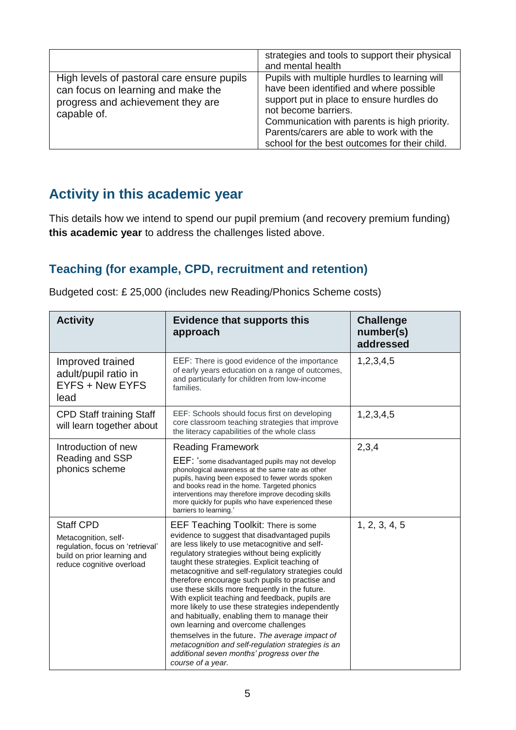|  | strategies and tools to support their physical and mental health |
| --- | --- |
| High levels of pastoral care ensure pupils can focus on learning and make the progress and achievement they are capable of. | Pupils with multiple hurdles to learning will have been identified and where possible support put in place to ensure hurdles do not become barriers. Communication with parents is high priority. Parents/carers are able to work with the school for the best outcomes for their child. |

## Activity in this academic year

This details how we intend to spend our pupil premium (and recovery premium funding) **this academic year** to address the challenges listed above.

### Teaching (for example, CPD, recruitment and retention)

Budgeted cost: £ 25,000 (includes new Reading/Phonics Scheme costs)

| Activity | Evidence that supports this approach | Challenge number(s) addressed |
| --- | --- | --- |
| Improved trained adult/pupil ratio in EYFS + New EYFS lead | EEF: There is good evidence of the importance of early years education on a range of outcomes, and particularly for children from low-income families. | 1,2,3,4,5 |
| CPD Staff training Staff will learn together about | EEF: Schools should focus first on developing core classroom teaching strategies that improve the literacy capabilities of the whole class | 1,2,3,4,5 |
| Introduction of new Reading and SSP phonics scheme | Reading Framework<br>EEF: 'some disadvantaged pupils may not develop phonological awareness at the same rate as other pupils, having been exposed to fewer words spoken and books read in the home. Targeted phonics interventions may therefore improve decoding skills more quickly for pupils who have experienced these barriers to learning.' | 2,3,4 |
| Staff CPD<br>Metacognition, self-regulation, focus on 'retrieval' build on prior learning and reduce cognitive overload | EEF Teaching Toolkit: There is some evidence to suggest that disadvantaged pupils are less likely to use metacognitive and self-regulatory strategies without being explicitly taught these strategies. Explicit teaching of metacognitive and self-regulatory strategies could therefore encourage such pupils to practise and use these skills more frequently in the future. With explicit teaching and feedback, pupils are more likely to use these strategies independently and habitually, enabling them to manage their own learning and overcome challenges themselves in the future. *The average impact of metacognition and self-regulation strategies is an additional seven months' progress over the course of a year.* | 1, 2, 3, 4, 5 |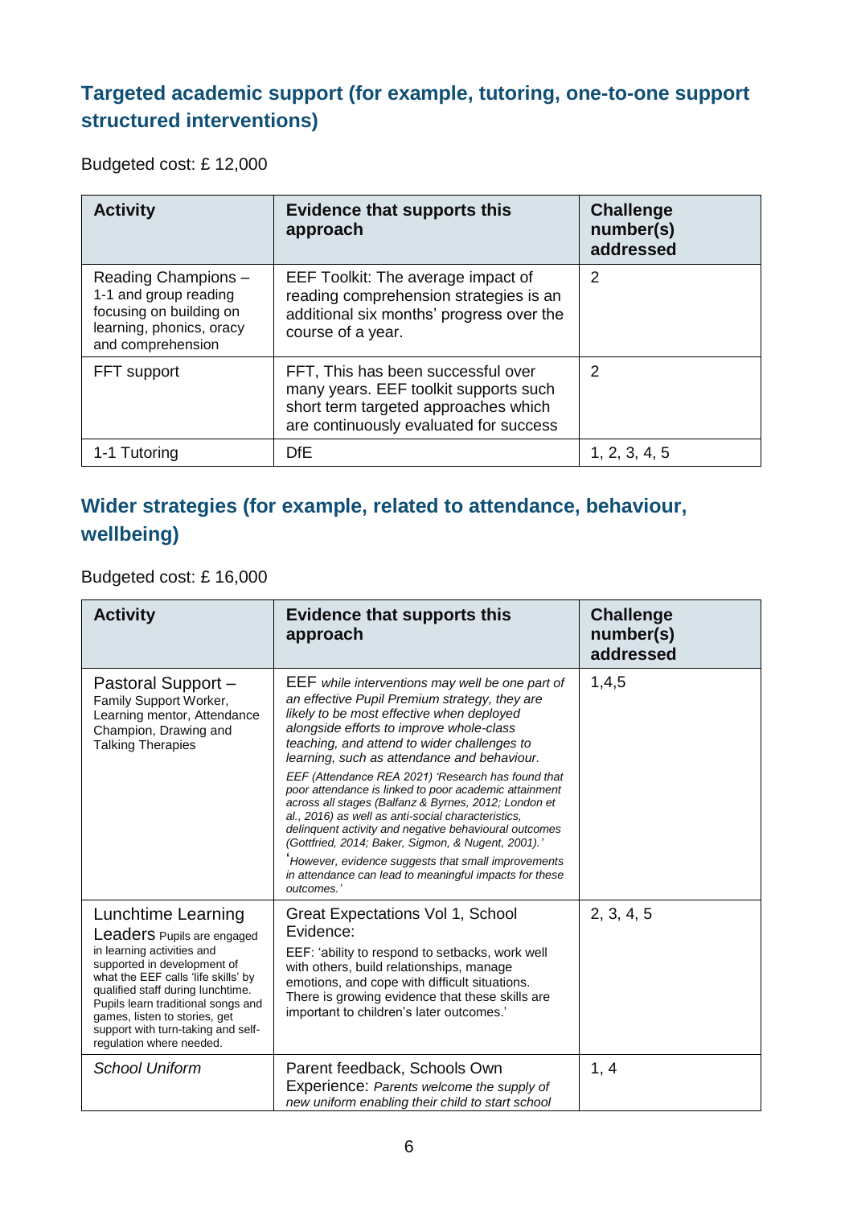## Targeted academic support (for example, tutoring, one-to-one support structured interventions)

Budgeted cost: £ 12,000

| Activity | Evidence that supports this approach | Challenge number(s) addressed |
|---|---|---|
| Reading Champions – 1-1 and group reading focusing on building on learning, phonics, oracy and comprehension | EEF Toolkit: The average impact of reading comprehension strategies is an additional six months' progress over the course of a year. | 2 |
| FFT support | FFT, This has been successful over many years. EEF toolkit supports such short term targeted approaches which are continuously evaluated for success | 2 |
| 1-1 Tutoring | DfE | 1, 2, 3, 4, 5 |

## Wider strategies (for example, related to attendance, behaviour, wellbeing)

Budgeted cost: £ 16,000

| Activity | Evidence that supports this approach | Challenge number(s) addressed |
|---|---|---|
| Pastoral Support – Family Support Worker, Learning mentor, Attendance Champion, Drawing and Talking Therapies | EEF *while interventions may well be one part of an effective Pupil Premium strategy, they are likely to be most effective when deployed alongside efforts to improve whole-class teaching, and attend to wider challenges to learning, such as attendance and behaviour.* *EEF (Attendance REA 2021) 'Research has found that poor attendance is linked to poor academic attainment across all stages (Balfanz & Byrnes, 2012; London et al., 2016) as well as anti-social characteristics, delinquent activity and negative behavioural outcomes (Gottfried, 2014; Baker, Sigmon, & Nugent, 2001).'* *'However, evidence suggests that small improvements in attendance can lead to meaningful impacts for these outcomes.'* | 1,4,5 |
| Lunchtime Learning Leaders Pupils are engaged in learning activities and supported in development of what the EEF calls 'life skills' by qualified staff during lunchtime. Pupils learn traditional songs and games, listen to stories, get support with turn-taking and self-regulation where needed. | Great Expectations Vol 1, School Evidence: EEF: 'ability to respond to setbacks, work well with others, build relationships, manage emotions, and cope with difficult situations. There is growing evidence that these skills are important to children's later outcomes.' | 2, 3, 4, 5 |
| *School Uniform* | Parent feedback, Schools Own Experience: *Parents welcome the supply of new uniform enabling their child to start school* | 1, 4 |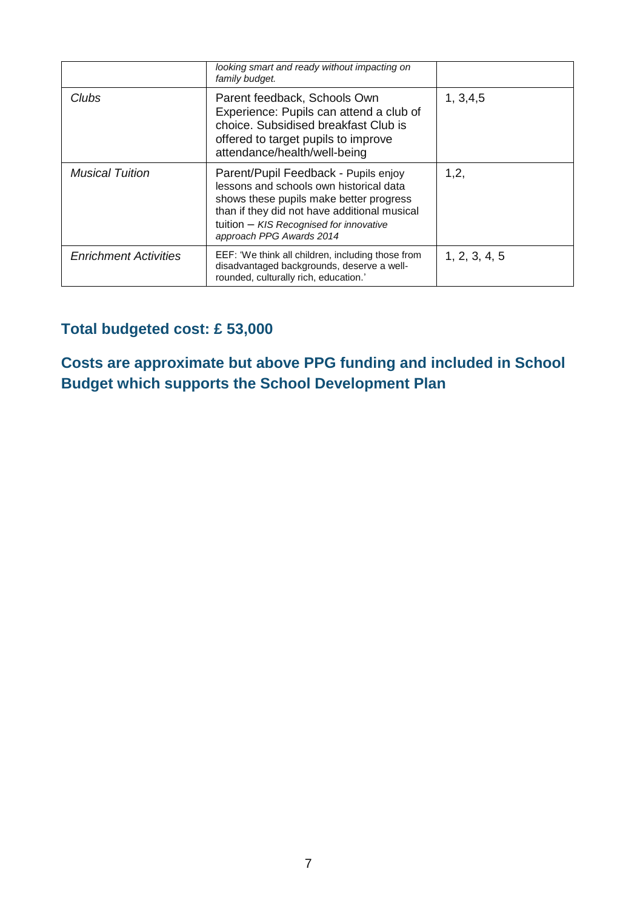|  |  |  |
|---|---|---|
|  | *looking smart and ready without impacting on family budget.* |  |
| *Clubs* | Parent feedback, Schools Own Experience: Pupils can attend a club of choice. Subsidised breakfast Club is offered to target pupils to improve attendance/health/well-being | 1, 3,4,5 |
| *Musical Tuition* | Parent/Pupil Feedback - Pupils enjoy lessons and schools own historical data shows these pupils make better progress than if they did not have additional musical tuition – *KIS Recognised for innovative approach PPG Awards 2014* | 1,2, |
| *Enrichment Activities* | EEF: 'We think all children, including those from disadvantaged backgrounds, deserve a well-rounded, culturally rich, education.' | 1, 2, 3, 4, 5 |

## Total budgeted cost: £ 53,000

## Costs are approximate but above PPG funding and included in School Budget which supports the School Development Plan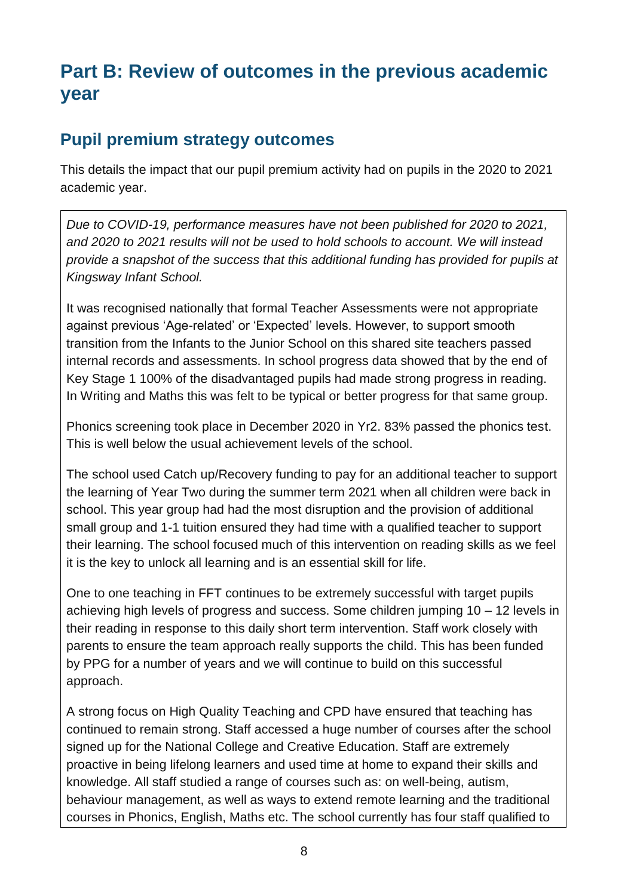# Part B: Review of outcomes in the previous academic year

## Pupil premium strategy outcomes

This details the impact that our pupil premium activity had on pupils in the 2020 to 2021 academic year.

*Due to COVID-19, performance measures have not been published for 2020 to 2021, and 2020 to 2021 results will not be used to hold schools to account. We will instead provide a snapshot of the success that this additional funding has provided for pupils at Kingsway Infant School.*

It was recognised nationally that formal Teacher Assessments were not appropriate against previous 'Age-related' or 'Expected' levels. However, to support smooth transition from the Infants to the Junior School on this shared site teachers passed internal records and assessments. In school progress data showed that by the end of Key Stage 1 100% of the disadvantaged pupils had made strong progress in reading. In Writing and Maths this was felt to be typical or better progress for that same group.

Phonics screening took place in December 2020 in Yr2. 83% passed the phonics test. This is well below the usual achievement levels of the school.

The school used Catch up/Recovery funding to pay for an additional teacher to support the learning of Year Two during the summer term 2021 when all children were back in school. This year group had had the most disruption and the provision of additional small group and 1-1 tuition ensured they had time with a qualified teacher to support their learning. The school focused much of this intervention on reading skills as we feel it is the key to unlock all learning and is an essential skill for life.

One to one teaching in FFT continues to be extremely successful with target pupils achieving high levels of progress and success. Some children jumping 10 – 12 levels in their reading in response to this daily short term intervention. Staff work closely with parents to ensure the team approach really supports the child. This has been funded by PPG for a number of years and we will continue to build on this successful approach.

A strong focus on High Quality Teaching and CPD have ensured that teaching has continued to remain strong. Staff accessed a huge number of courses after the school signed up for the National College and Creative Education. Staff are extremely proactive in being lifelong learners and used time at home to expand their skills and knowledge. All staff studied a range of courses such as: on well-being, autism, behaviour management, as well as ways to extend remote learning and the traditional courses in Phonics, English, Maths etc. The school currently has four staff qualified to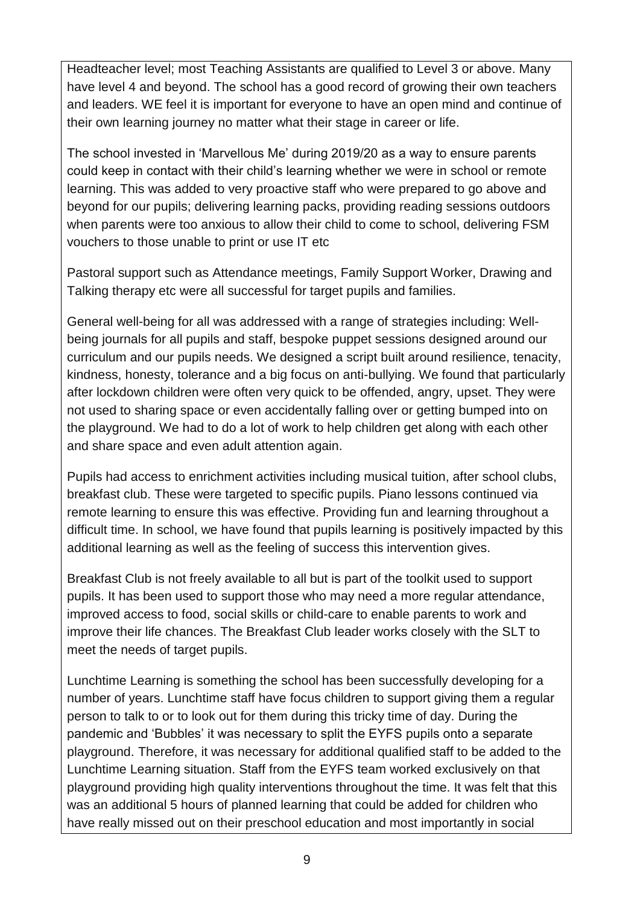Headteacher level; most Teaching Assistants are qualified to Level 3 or above. Many have level 4 and beyond. The school has a good record of growing their own teachers and leaders. WE feel it is important for everyone to have an open mind and continue of their own learning journey no matter what their stage in career or life.

The school invested in 'Marvellous Me' during 2019/20 as a way to ensure parents could keep in contact with their child's learning whether we were in school or remote learning. This was added to very proactive staff who were prepared to go above and beyond for our pupils; delivering learning packs, providing reading sessions outdoors when parents were too anxious to allow their child to come to school, delivering FSM vouchers to those unable to print or use IT etc

Pastoral support such as Attendance meetings, Family Support Worker, Drawing and Talking therapy etc were all successful for target pupils and families.

General well-being for all was addressed with a range of strategies including: Well-being journals for all pupils and staff, bespoke puppet sessions designed around our curriculum and our pupils needs. We designed a script built around resilience, tenacity, kindness, honesty, tolerance and a big focus on anti-bullying. We found that particularly after lockdown children were often very quick to be offended, angry, upset. They were not used to sharing space or even accidentally falling over or getting bumped into on the playground. We had to do a lot of work to help children get along with each other and share space and even adult attention again.

Pupils had access to enrichment activities including musical tuition, after school clubs, breakfast club. These were targeted to specific pupils. Piano lessons continued via remote learning to ensure this was effective. Providing fun and learning throughout a difficult time. In school, we have found that pupils learning is positively impacted by this additional learning as well as the feeling of success this intervention gives.

Breakfast Club is not freely available to all but is part of the toolkit used to support pupils. It has been used to support those who may need a more regular attendance, improved access to food, social skills or child-care to enable parents to work and improve their life chances. The Breakfast Club leader works closely with the SLT to meet the needs of target pupils.

Lunchtime Learning is something the school has been successfully developing for a number of years. Lunchtime staff have focus children to support giving them a regular person to talk to or to look out for them during this tricky time of day. During the pandemic and 'Bubbles' it was necessary to split the EYFS pupils onto a separate playground. Therefore, it was necessary for additional qualified staff to be added to the Lunchtime Learning situation. Staff from the EYFS team worked exclusively on that playground providing high quality interventions throughout the time. It was felt that this was an additional 5 hours of planned learning that could be added for children who have really missed out on their preschool education and most importantly in social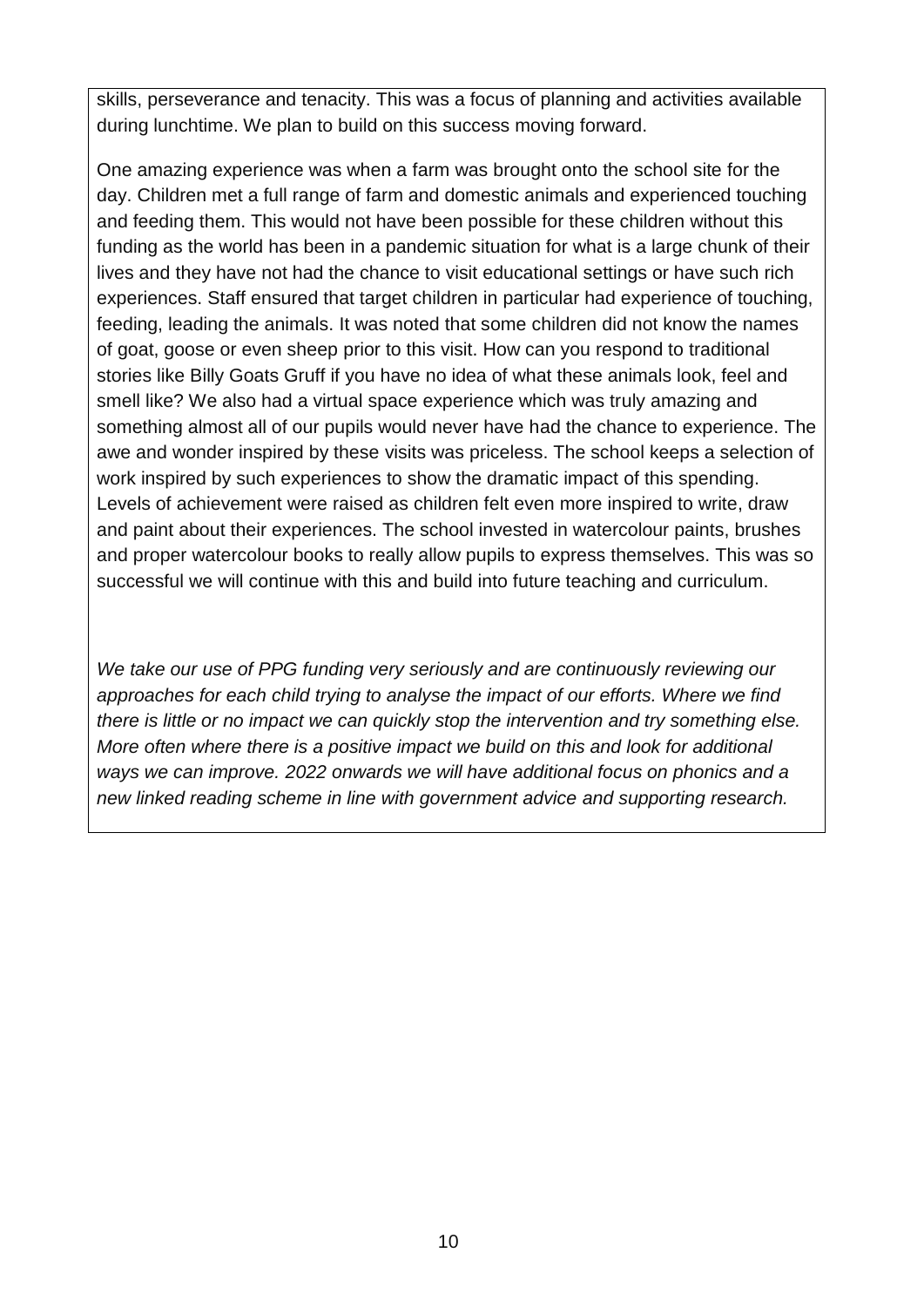skills, perseverance and tenacity. This was a focus of planning and activities available during lunchtime. We plan to build on this success moving forward.

One amazing experience was when a farm was brought onto the school site for the day. Children met a full range of farm and domestic animals and experienced touching and feeding them. This would not have been possible for these children without this funding as the world has been in a pandemic situation for what is a large chunk of their lives and they have not had the chance to visit educational settings or have such rich experiences. Staff ensured that target children in particular had experience of touching, feeding, leading the animals. It was noted that some children did not know the names of goat, goose or even sheep prior to this visit. How can you respond to traditional stories like Billy Goats Gruff if you have no idea of what these animals look, feel and smell like? We also had a virtual space experience which was truly amazing and something almost all of our pupils would never have had the chance to experience. The awe and wonder inspired by these visits was priceless. The school keeps a selection of work inspired by such experiences to show the dramatic impact of this spending. Levels of achievement were raised as children felt even more inspired to write, draw and paint about their experiences. The school invested in watercolour paints, brushes and proper watercolour books to really allow pupils to express themselves. This was so successful we will continue with this and build into future teaching and curriculum.

*We take our use of PPG funding very seriously and are continuously reviewing our approaches for each child trying to analyse the impact of our efforts. Where we find there is little or no impact we can quickly stop the intervention and try something else. More often where there is a positive impact we build on this and look for additional ways we can improve. 2022 onwards we will have additional focus on phonics and a new linked reading scheme in line with government advice and supporting research.*